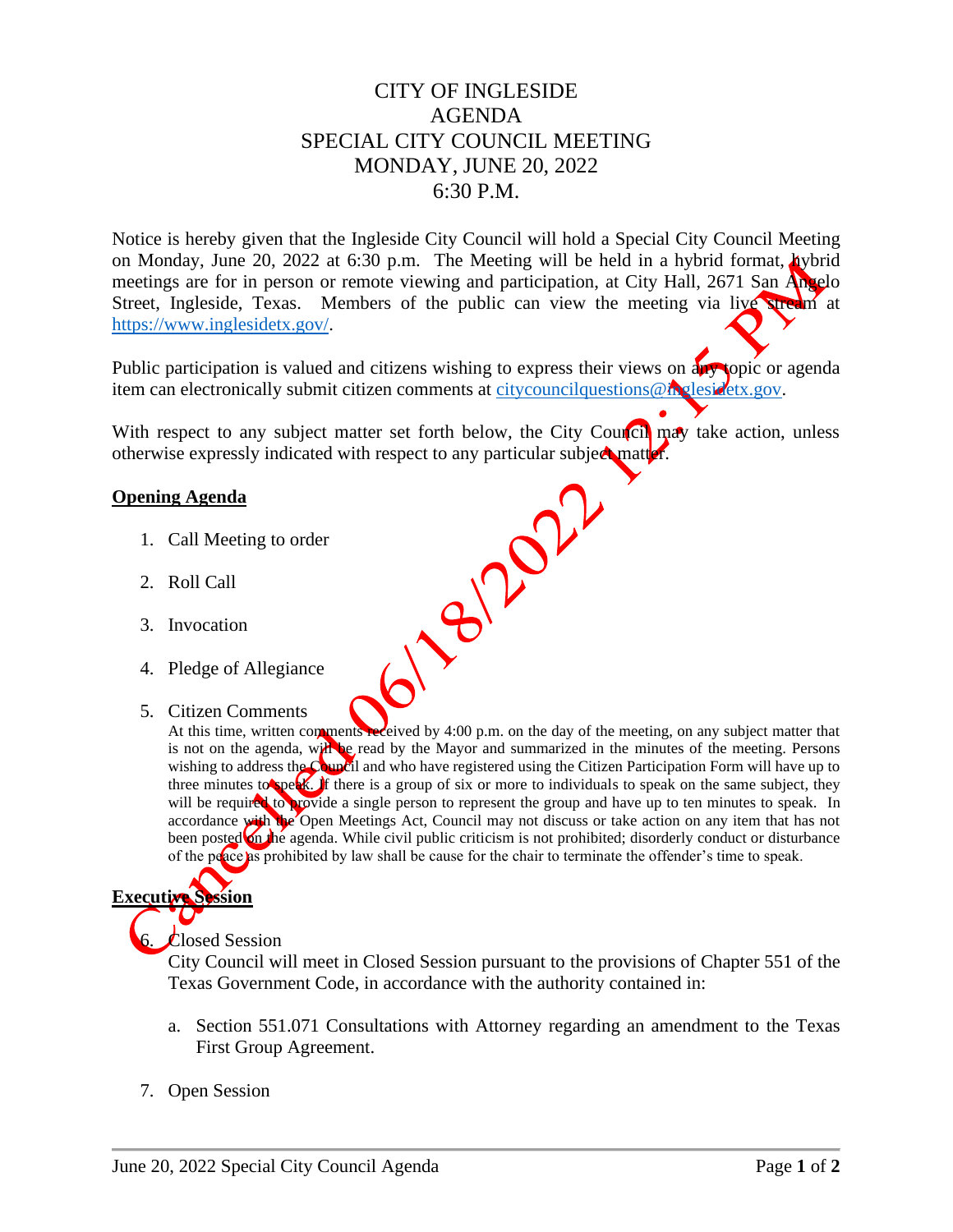# CITY OF INGLESIDE
# AGENDA
# SPECIAL CITY COUNCIL MEETING
# MONDAY, JUNE 20, 2022
# 6:30 P.M.

Cancelled 06/18/2022 12:15 PM

Notice is hereby given that the Ingleside City Council will hold a Special City Council Meeting on Monday, June 20, 2022 at 6:30 p.m. The Meeting will be held in a hybrid format, hybrid meetings are for in person or remote viewing and participation, at City Hall, 2671 San Angelo Street, Ingleside, Texas. Members of the public can view the meeting via live stream at https://www.inglesidetx.gov/.

Public participation is valued and citizens wishing to express their views on any topic or agenda item can electronically submit citizen comments at citycouncilquestions@inglesidetx.gov.

With respect to any subject matter set forth below, the City Council may take action, unless otherwise expressly indicated with respect to any particular subject matter.

**Opening Agenda**

1. Call Meeting to order

2. Roll Call

3. Invocation

4. Pledge of Allegiance

5. Citizen Comments
   At this time, written comments received by 4:00 p.m. on the day of the meeting, on any subject matter that is not on the agenda, will be read by the Mayor and summarized in the minutes of the meeting. Persons wishing to address the Council and who have registered using the Citizen Participation Form will have up to three minutes to speak. If there is a group of six or more to individuals to speak on the same subject, they will be required to provide a single person to represent the group and have up to ten minutes to speak. In accordance with the Open Meetings Act, Council may not discuss or take action on any item that has not been posted on the agenda. While civil public criticism is not prohibited; disorderly conduct or disturbance of the peace as prohibited by law shall be cause for the chair to terminate the offender's time to speak.

**Executive Session**

6. Closed Session
   City Council will meet in Closed Session pursuant to the provisions of Chapter 551 of the Texas Government Code, in accordance with the authority contained in:

   a. Section 551.071 Consultations with Attorney regarding an amendment to the Texas First Group Agreement.

7. Open Session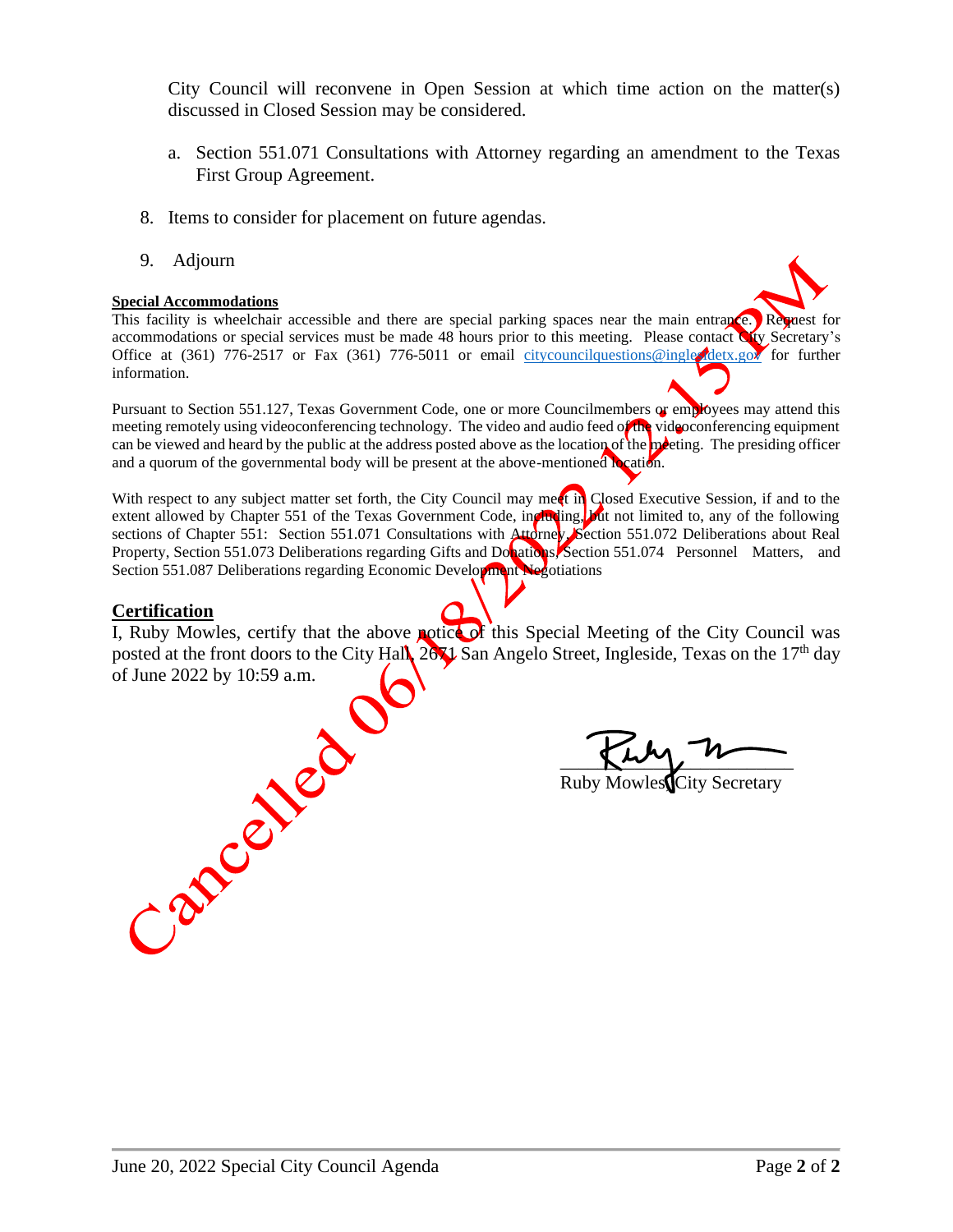City Council will reconvene in Open Session at which time action on the matter(s) discussed in Closed Session may be considered.

a. Section 551.071 Consultations with Attorney regarding an amendment to the Texas First Group Agreement.

8. Items to consider for placement on future agendas.

9. Adjourn

**Special Accommodations**

This facility is wheelchair accessible and there are special parking spaces near the main entrance. Request for accommodations or special services must be made 48 hours prior to this meeting. Please contact City Secretary's Office at (361) 776-2517 or Fax (361) 776-5011 or email citycouncilquestions@inglesidetx.gov for further information.

Pursuant to Section 551.127, Texas Government Code, one or more Councilmembers or employees may attend this meeting remotely using videoconferencing technology. The video and audio feed of the videoconferencing equipment can be viewed and heard by the public at the address posted above as the location of the meeting. The presiding officer and a quorum of the governmental body will be present at the above-mentioned location.

With respect to any subject matter set forth, the City Council may meet in Closed Executive Session, if and to the extent allowed by Chapter 551 of the Texas Government Code, including, but not limited to, any of the following sections of Chapter 551: Section 551.071 Consultations with Attorney, Section 551.072 Deliberations about Real Property, Section 551.073 Deliberations regarding Gifts and Donations, Section 551.074 Personnel Matters, and Section 551.087 Deliberations regarding Economic Development Negotiations

## Certification

I, Ruby Mowles, certify that the above notice of this Special Meeting of the City Council was posted at the front doors to the City Hall, 2671 San Angelo Street, Ingleside, Texas on the 17th day of June 2022 by 10:59 a.m.

Ruby Mowles, City Secretary

Cancelled 06/18/2022 12:15 PM